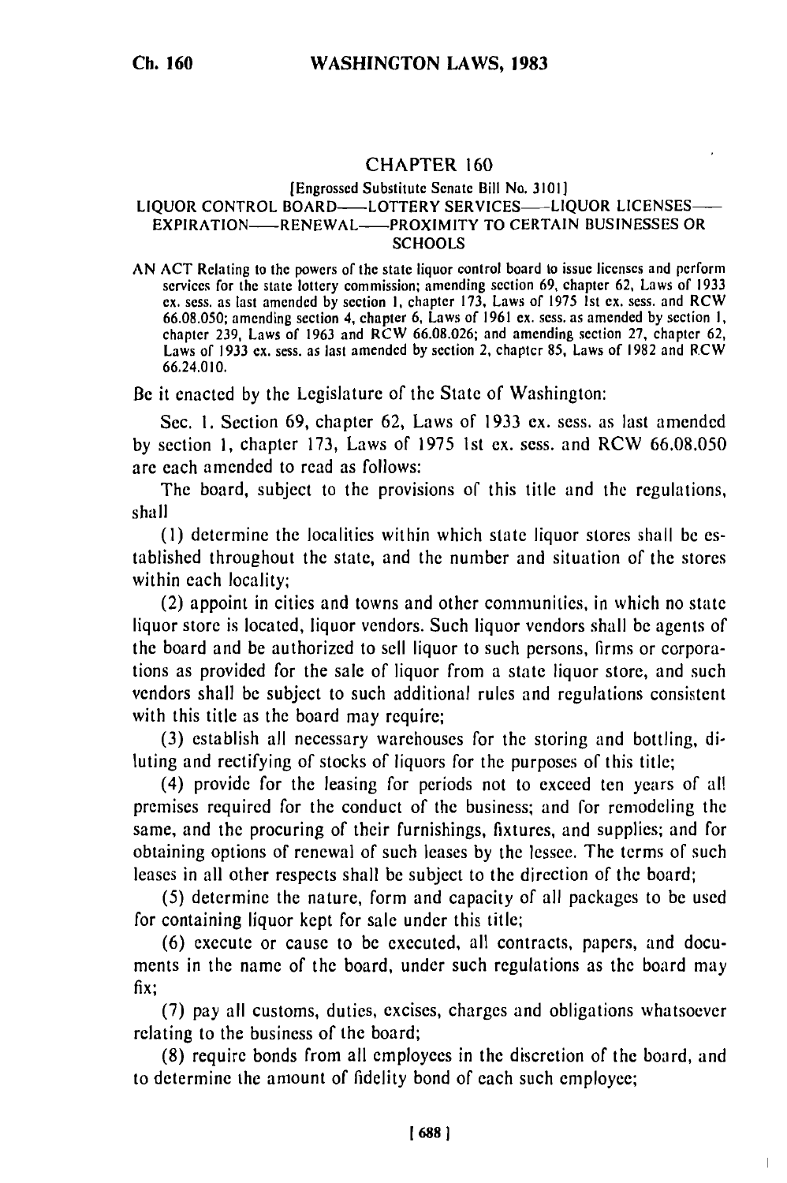## CHAPTER 160

[Engrossed Substitute Senate Bill No. 3101]

### LIQUOR CONTROL BOARD——LOTTERY SERVICES——LIQUOR LICENSES——EXPIRATION——RENEWAL——PROXIMITY TO CERTAIN BUSINESSES OR SCHOOLS

AN ACT Relating to the powers of the state liquor control board to issue licenses and perform services for the state lottery commission; amending section 69, chapter 62, Laws of 1933 ex. sess. as last amended by section 1, chapter 173, Laws of 1975 1st ex. sess. and RCW 66.08.050; amending section 4, chapter 6, Laws of 1961 ex. sess. as amended by section 1, chapter 239, Laws of 1963 and RCW 66.08.026; and amending section 27, chapter 62, Laws of 1933 ex. sess. as last amended by section 2, chapter 85, Laws of 1982 and RCW 66.24.010.

Be it enacted by the Legislature of the State of Washington:

Sec. 1. Section 69, chapter 62, Laws of 1933 ex. sess. as last amended by section 1, chapter 173, Laws of 1975 1st ex. sess. and RCW 66.08.050 are each amended to read as follows:

The board, subject to the provisions of this title and the regulations, shall

(1) determine the localities within which state liquor stores shall be established throughout the state, and the number and situation of the stores within each locality;

(2) appoint in cities and towns and other communities, in which no state liquor store is located, liquor vendors. Such liquor vendors shall be agents of the board and be authorized to sell liquor to such persons, firms or corporations as provided for the sale of liquor from a state liquor store, and such vendors shall be subject to such additional rules and regulations consistent with this title as the board may require;

(3) establish all necessary warehouses for the storing and bottling, diluting and rectifying of stocks of liquors for the purposes of this title;

(4) provide for the leasing for periods not to exceed ten years of all premises required for the conduct of the business; and for remodeling the same, and the procuring of their furnishings, fixtures, and supplies; and for obtaining options of renewal of such leases by the lessee. The terms of such leases in all other respects shall be subject to the direction of the board;

(5) determine the nature, form and capacity of all packages to be used for containing liquor kept for sale under this title;

(6) execute or cause to be executed, all contracts, papers, and documents in the name of the board, under such regulations as the board may fix;

(7) pay all customs, duties, excises, charges and obligations whatsoever relating to the business of the board;

(8) require bonds from all employees in the discretion of the board, and to determine the amount of fidelity bond of each such employee;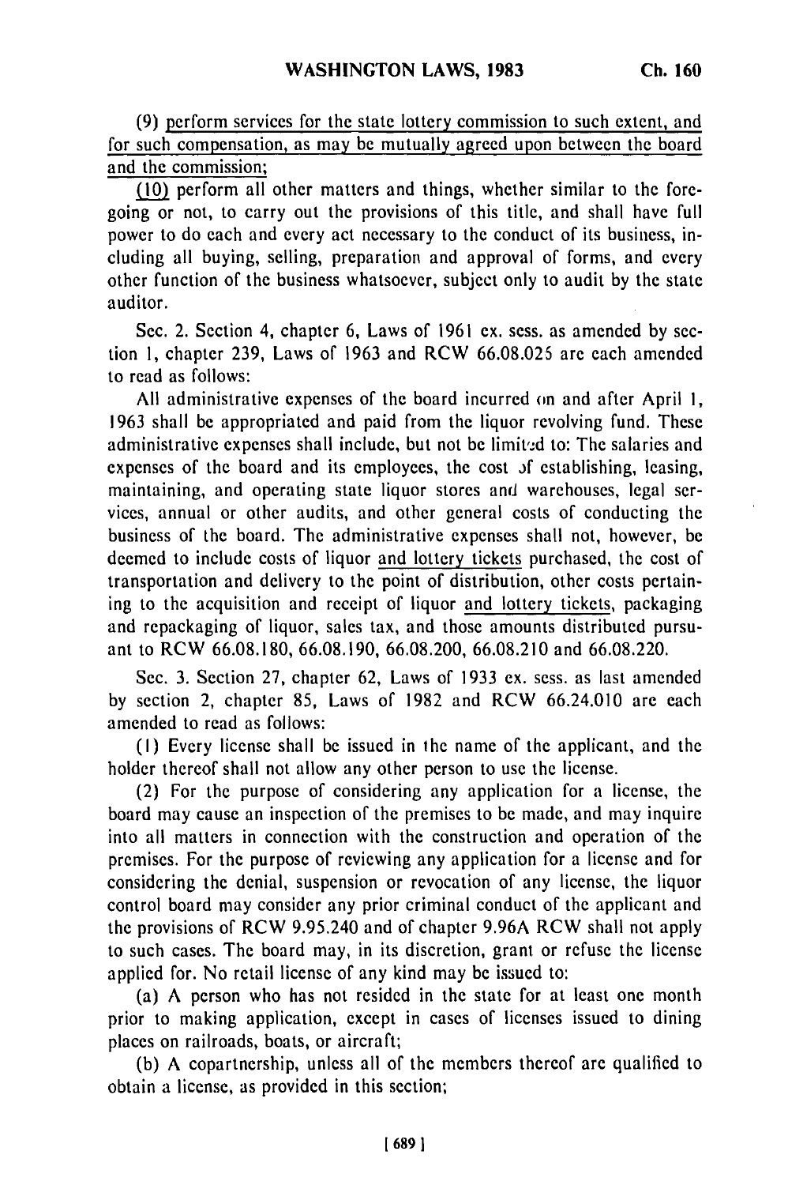(9) perform services for the state lottery commission to such extent, and for such compensation, as may be mutually agreed upon between the board and the commission;

(10) perform all other matters and things, whether similar to the foregoing or not, to carry out the provisions of this title, and shall have full power to do each and every act necessary to the conduct of its business, including all buying, selling, preparation and approval of forms, and every other function of the business whatsoever, subject only to audit by the state auditor.

Sec. 2. Section 4, chapter 6, Laws of 1961 ex. sess. as amended by section 1, chapter 239, Laws of 1963 and RCW 66.08.025 are each amended to read as follows:

All administrative expenses of the board incurred on and after April 1, 1963 shall be appropriated and paid from the liquor revolving fund. These administrative expenses shall include, but not be limited to: The salaries and expenses of the board and its employees, the cost of establishing, leasing, maintaining, and operating state liquor stores and warehouses, legal services, annual or other audits, and other general costs of conducting the business of the board. The administrative expenses shall not, however, be deemed to include costs of liquor and lottery tickets purchased, the cost of transportation and delivery to the point of distribution, other costs pertaining to the acquisition and receipt of liquor and lottery tickets, packaging and repackaging of liquor, sales tax, and those amounts distributed pursuant to RCW 66.08.180, 66.08.190, 66.08.200, 66.08.210 and 66.08.220.

Sec. 3. Section 27, chapter 62, Laws of 1933 ex. sess. as last amended by section 2, chapter 85, Laws of 1982 and RCW 66.24.010 are each amended to read as follows:

(1) Every license shall be issued in the name of the applicant, and the holder thereof shall not allow any other person to use the license.

(2) For the purpose of considering any application for a license, the board may cause an inspection of the premises to be made, and may inquire into all matters in connection with the construction and operation of the premises. For the purpose of reviewing any application for a license and for considering the denial, suspension or revocation of any license, the liquor control board may consider any prior criminal conduct of the applicant and the provisions of RCW 9.95.240 and of chapter 9.96A RCW shall not apply to such cases. The board may, in its discretion, grant or refuse the license applied for. No retail license of any kind may be issued to:

(a) A person who has not resided in the state for at least one month prior to making application, except in cases of licenses issued to dining places on railroads, boats, or aircraft;

(b) A copartnership, unless all of the members thereof are qualified to obtain a license, as provided in this section;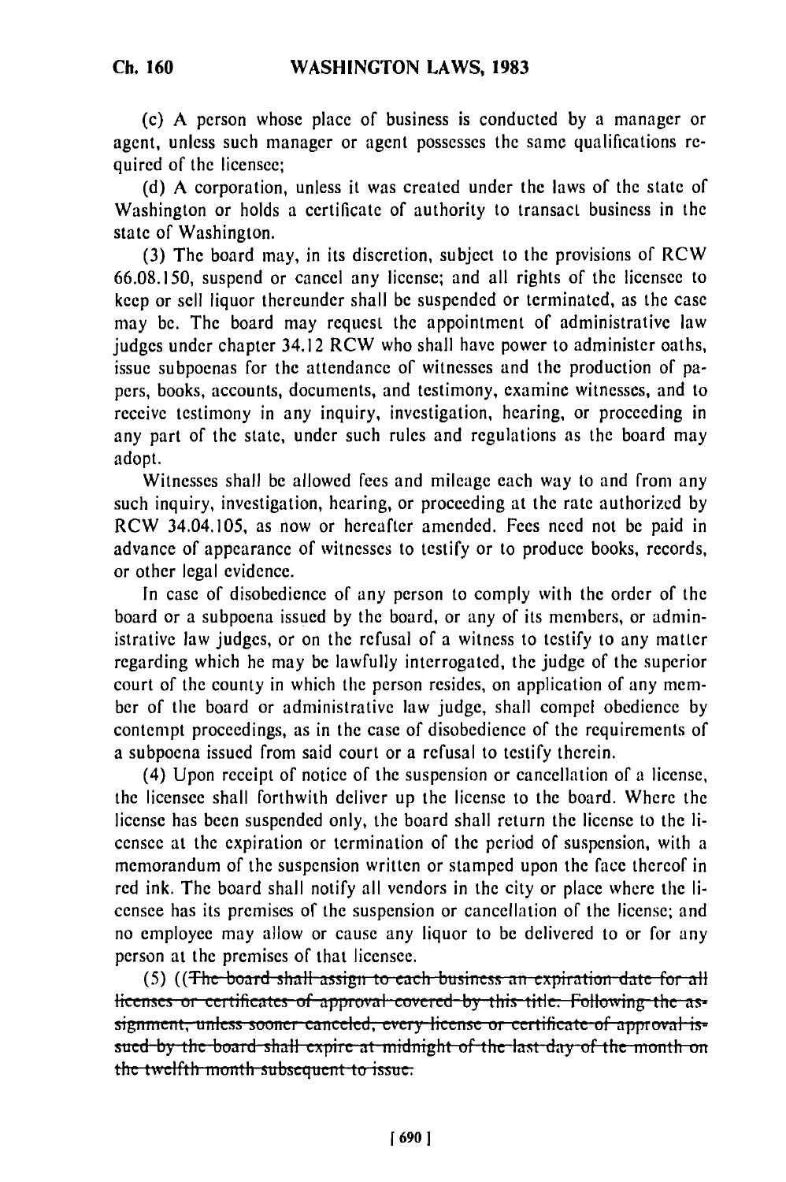(c) A person whose place of business is conducted by a manager or agent, unless such manager or agent possesses the same qualifications required of the licensee;

(d) A corporation, unless it was created under the laws of the state of Washington or holds a certificate of authority to transact business in the state of Washington.

(3) The board may, in its discretion, subject to the provisions of RCW 66.08.150, suspend or cancel any license; and all rights of the licensee to keep or sell liquor thereunder shall be suspended or terminated, as the case may be. The board may request the appointment of administrative law judges under chapter 34.12 RCW who shall have power to administer oaths, issue subpoenas for the attendance of witnesses and the production of papers, books, accounts, documents, and testimony, examine witnesses, and to receive testimony in any inquiry, investigation, hearing, or proceeding in any part of the state, under such rules and regulations as the board may adopt.

Witnesses shall be allowed fees and mileage each way to and from any such inquiry, investigation, hearing, or proceeding at the rate authorized by RCW 34.04.105, as now or hereafter amended. Fees need not be paid in advance of appearance of witnesses to testify or to produce books, records, or other legal evidence.

In case of disobedience of any person to comply with the order of the board or a subpoena issued by the board, or any of its members, or administrative law judges, or on the refusal of a witness to testify to any matter regarding which he may be lawfully interrogated, the judge of the superior court of the county in which the person resides, on application of any member of the board or administrative law judge, shall compel obedience by contempt proceedings, as in the case of disobedience of the requirements of a subpoena issued from said court or a refusal to testify therein.

(4) Upon receipt of notice of the suspension or cancellation of a license, the licensee shall forthwith deliver up the license to the board. Where the license has been suspended only, the board shall return the license to the licensee at the expiration or termination of the period of suspension, with a memorandum of the suspension written or stamped upon the face thereof in red ink. The board shall notify all vendors in the city or place where the licensee has its premises of the suspension or cancellation of the license; and no employee may allow or cause any liquor to be delivered to or for any person at the premises of that licensee.

(5) ((~~The board shall assign to each business an expiration date for all licenses or certificates of approval covered by this title. Following the assignment, unless sooner canceled, every license or certificate of approval issued by the board shall expire at midnight of the last day of the month on the twelfth month subsequent to issue.~~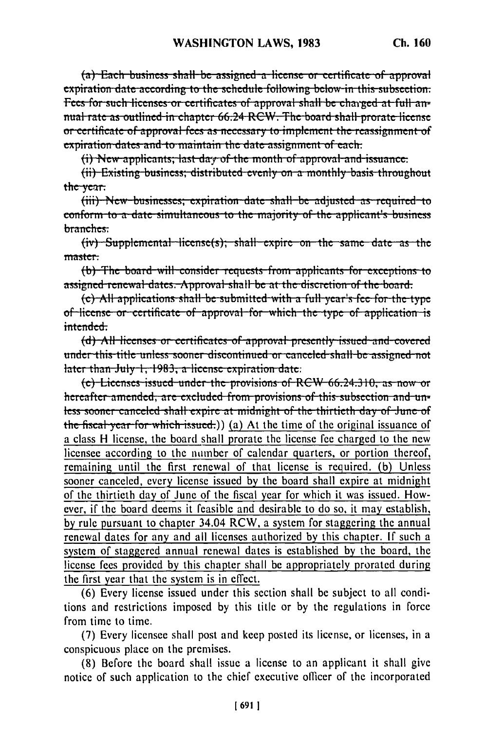(a) Each business shall be assigned a license or certificate of approval expiration date according to the schedule following below in this subsection. Fees for such licenses or certificates of approval shall be charged at full annual rate as outlined in chapter 66.24 RCW. The board shall prorate license or certificate of approval fees as necessary to implement the reassignment of expiration dates and to maintain the date assignment of each.

(i) New applicants; last day of the month of approval and issuance.

(ii) Existing business; distributed evenly on a monthly basis throughout the year.

(iii) New businesses; expiration date shall be adjusted as required to conform to a date simultaneous to the majority of the applicant's business branches.

(iv) Supplemental license(s); shall expire on the same date as the master.

(b) The board will consider requests from applicants for exceptions to assigned renewal dates. Approval shall be at the discretion of the board.

(c) All applications shall be submitted with a full year's fee for the type of license or certificate of approval for which the type of application is intended.

(d) All licenses or certificates of approval presently issued and covered under this title unless sooner discontinued or canceled shall be assigned not later than July 1, 1983, a license expiration date.

(e) Licenses issued under the provisions of RCW 66.24.310, as now or hereafter amended, are excluded from provisions of this subsection and unless sooner canceled shall expire at midnight of the thirtieth day of June of the fiscal year for which issued.)) (a) At the time of the original issuance of a class H license, the board shall prorate the license fee charged to the new licensee according to the number of calendar quarters, or portion thereof, remaining until the first renewal of that license is required. (b) Unless sooner canceled, every license issued by the board shall expire at midnight of the thirtieth day of June of the fiscal year for which it was issued. However, if the board deems it feasible and desirable to do so, it may establish, by rule pursuant to chapter 34.04 RCW, a system for staggering the annual renewal dates for any and all licenses authorized by this chapter. If such a system of staggered annual renewal dates is established by the board, the license fees provided by this chapter shall be appropriately prorated during the first year that the system is in effect.

(6) Every license issued under this section shall be subject to all conditions and restrictions imposed by this title or by the regulations in force from time to time.

(7) Every licensee shall post and keep posted its license, or licenses, in a conspicuous place on the premises.

(8) Before the board shall issue a license to an applicant it shall give notice of such application to the chief executive officer of the incorporated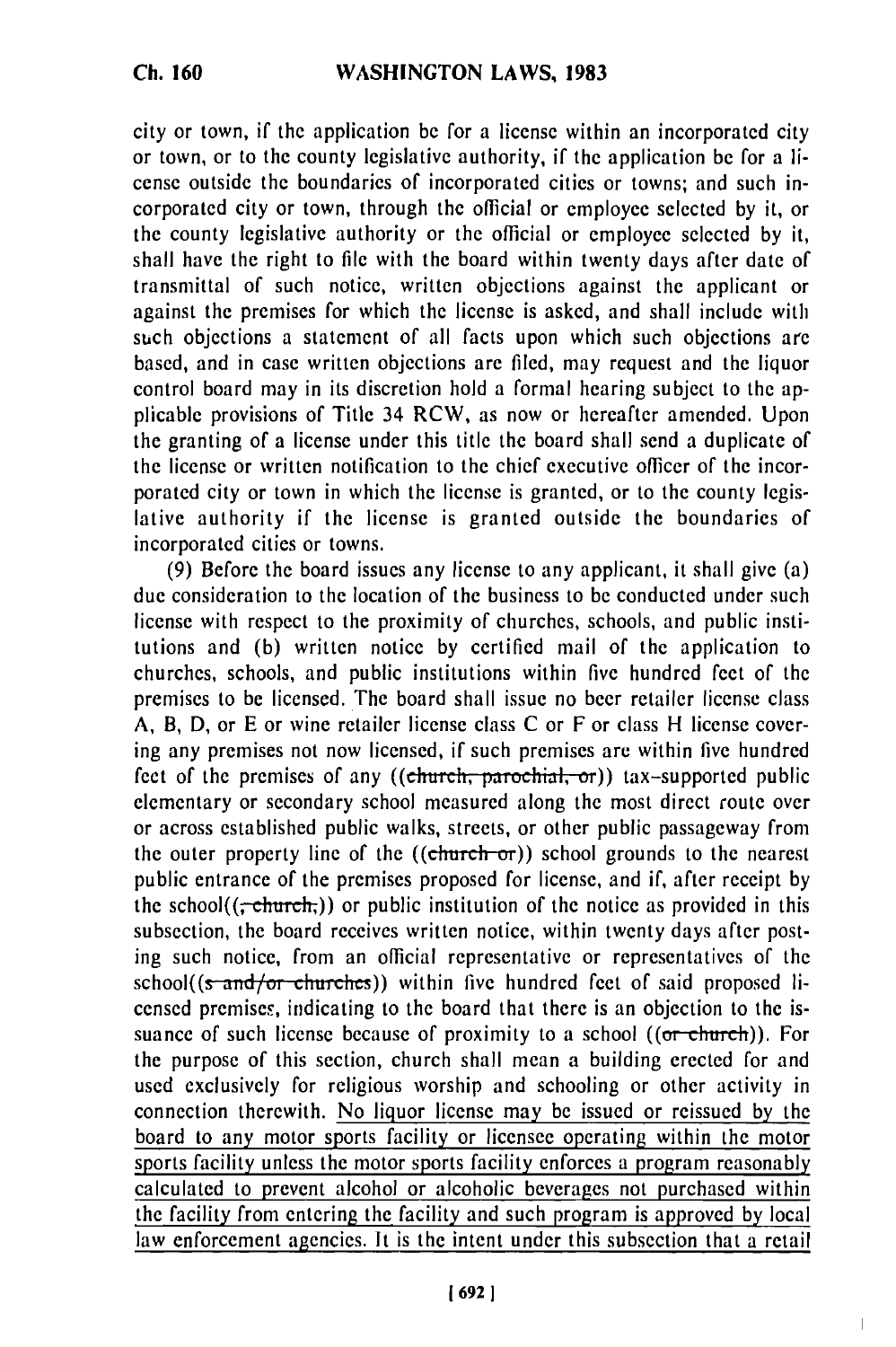city or town, if the application be for a license within an incorporated city or town, or to the county legislative authority, if the application be for a license outside the boundaries of incorporated cities or towns; and such incorporated city or town, through the official or employee selected by it, or the county legislative authority or the official or employee selected by it, shall have the right to file with the board within twenty days after date of transmittal of such notice, written objections against the applicant or against the premises for which the license is asked, and shall include with such objections a statement of all facts upon which such objections are based, and in case written objections are filed, may request and the liquor control board may in its discretion hold a formal hearing subject to the applicable provisions of Title 34 RCW, as now or hereafter amended. Upon the granting of a license under this title the board shall send a duplicate of the license or written notification to the chief executive officer of the incorporated city or town in which the license is granted, or to the county legislative authority if the license is granted outside the boundaries of incorporated cities or towns.

(9) Before the board issues any license to any applicant, it shall give (a) due consideration to the location of the business to be conducted under such license with respect to the proximity of churches, schools, and public institutions and (b) written notice by certified mail of the application to churches, schools, and public institutions within five hundred feet of the premises to be licensed. The board shall issue no beer retailer license class A, B, D, or E or wine retailer license class C or F or class H license covering any premises not now licensed, if such premises are within five hundred feet of the premises of any ((~~church, parochial, or~~)) tax-supported public elementary or secondary school measured along the most direct route over or across established public walks, streets, or other public passageway from the outer property line of the ((~~church or~~)) school grounds to the nearest public entrance of the premises proposed for license, and if, after receipt by the school((~~, church,~~)) or public institution of the notice as provided in this subsection, the board receives written notice, within twenty days after posting such notice, from an official representative or representatives of the school((~~s and/or churches~~)) within five hundred feet of said proposed licensed premises, indicating to the board that there is an objection to the issuance of such license because of proximity to a school ((~~or church~~)). For the purpose of this section, church shall mean a building erected for and used exclusively for religious worship and schooling or other activity in connection therewith. <u>No liquor license may be issued or reissued by the board to any motor sports facility or licensee operating within the motor sports facility unless the motor sports facility enforces a program reasonably calculated to prevent alcohol or alcoholic beverages not purchased within the facility from entering the facility and such program is approved by local law enforcement agencies. It is the intent under this subsection that a retail</u>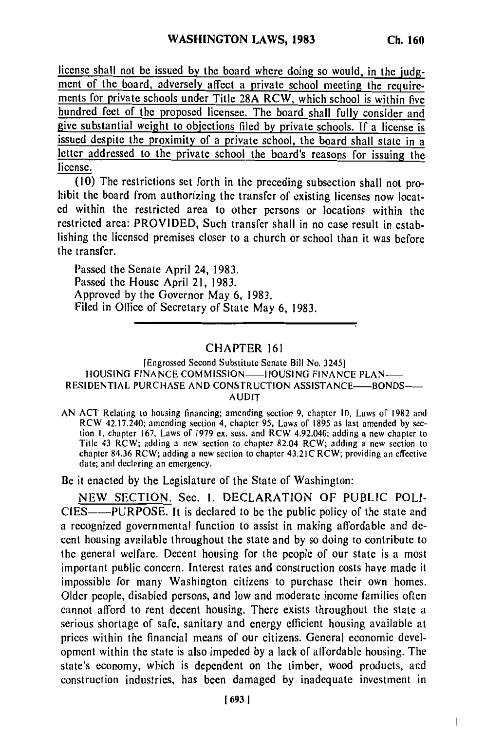license shall not be issued by the board where doing so would, in the judgment of the board, adversely affect a private school meeting the requirements for private schools under Title 28A RCW, which school is within five hundred feet of the proposed licensee. The board shall fully consider and give substantial weight to objections filed by private schools. If a license is issued despite the proximity of a private school, the board shall state in a letter addressed to the private school the board's reasons for issuing the license.

(10) The restrictions set forth in the preceding subsection shall not prohibit the board from authorizing the transfer of existing licenses now located within the restricted area to other persons or locations within the restricted area: PROVIDED, Such transfer shall in no case result in establishing the licensed premises closer to a church or school than it was before the transfer.

Passed the Senate April 24, 1983.
Passed the House April 21, 1983.
Approved by the Governor May 6, 1983.
Filed in Office of Secretary of State May 6, 1983.

---

## CHAPTER 161

[Engrossed Second Substitute Senate Bill No. 3245]

HOUSING FINANCE COMMISSION——HOUSING FINANCE PLAN——RESIDENTIAL PURCHASE AND CONSTRUCTION ASSISTANCE——BONDS——AUDIT

AN ACT Relating to housing financing; amending section 9, chapter 10, Laws of 1982 and RCW 42.17.240; amending section 4, chapter 95, Laws of 1895 as last amended by section 1, chapter 167, Laws of 1979 ex. sess. and RCW 4.92.040; adding a new chapter to Title 43 RCW; adding a new section to chapter 82.04 RCW; adding a new section to chapter 84.36 RCW; adding a new section to chapter 43.21C RCW; providing an effective date; and declaring an emergency.

Be it enacted by the Legislature of the State of Washington:

NEW SECTION. Sec. 1. DECLARATION OF PUBLIC POLICIES——PURPOSE. It is declared to be the public policy of the state and a recognized governmental function to assist in making affordable and decent housing available throughout the state and by so doing to contribute to the general welfare. Decent housing for the people of our state is a most important public concern. Interest rates and construction costs have made it impossible for many Washington citizens to purchase their own homes. Older people, disabled persons, and low and moderate income families often cannot afford to rent decent housing. There exists throughout the state a serious shortage of safe, sanitary and energy efficient housing available at prices within the financial means of our citizens. General economic development within the state is also impeded by a lack of affordable housing. The state's economy, which is dependent on the timber, wood products, and construction industries, has been damaged by inadequate investment in